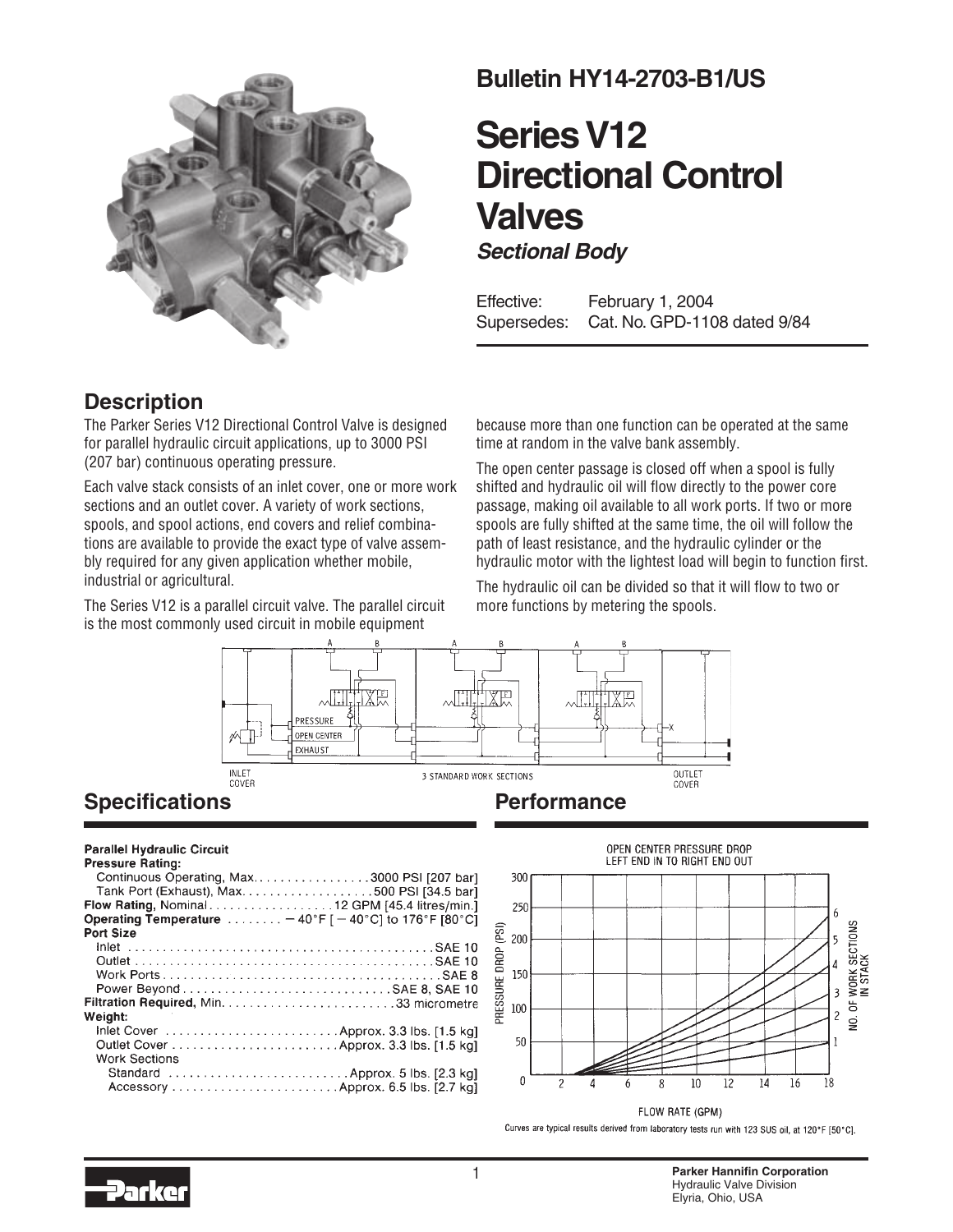## Bulletin HY14-2703-B1/US

# Series V12 Directional Control Valves

### *Sectional Body*

Effective: February 1, 2004
Supersedes: Cat. No. GPD-1108 dated 9/84

## Description

The Parker Series V12 Directional Control Valve is designed for parallel hydraulic circuit applications, up to 3000 PSI (207 bar) continuous operating pressure.

Each valve stack consists of an inlet cover, one or more work sections and an outlet cover. A variety of work sections, spools, and spool actions, end covers and relief combinations are available to provide the exact type of valve assembly required for any given application whether mobile, industrial or agricultural.

The Series V12 is a parallel circuit valve. The parallel circuit is the most commonly used circuit in mobile equipment because more than one function can be operated at the same time at random in the valve bank assembly.

The open center passage is closed off when a spool is fully shifted and hydraulic oil will flow directly to the power core passage, making oil available to all work ports. If two or more spools are fully shifted at the same time, the oil will follow the path of least resistance, and the hydraulic cylinder or the hydraulic motor with the lightest load will begin to function first.

The hydraulic oil can be divided so that it will flow to two or more functions by metering the spools.

INLET COVER — 3 STANDARD WORK SECTIONS — OUTLET COVER

## Specifications

**Parallel Hydraulic Circuit**

**Pressure Rating:**
- Continuous Operating, Max. .......... 3000 PSI [207 bar]
- Tank Port (Exhaust), Max. .......... 500 PSI [34.5 bar]

**Flow Rating**, Nominal .......... 12 GPM [45.4 litres/min.]

**Operating Temperature** .......... − 40°F [ − 40°C] to 176°F [80°C]

**Port Size**
- Inlet .......... SAE 10
- Outlet .......... SAE 10
- Work Ports .......... SAE 8
- Power Beyond .......... SAE 8, SAE 10

**Filtration Required**, Min. .......... 33 micrometre

**Weight:**
- Inlet Cover .......... Approx. 3.3 lbs. [1.5 kg]
- Outlet Cover .......... Approx. 3.3 lbs. [1.5 kg]
- Work Sections
  - Standard .......... Approx. 5 lbs. [2.3 kg]
  - Accessory .......... Approx. 6.5 lbs. [2.7 kg]

## Performance

OPEN CENTER PRESSURE DROP
LEFT END IN TO RIGHT END OUT

Curves are typical results derived from laboratory tests run with 123 SUS oil, at 120°F [50°C].

Parker Hannifin Corporation
Hydraulic Valve Division
Elyria, Ohio, USA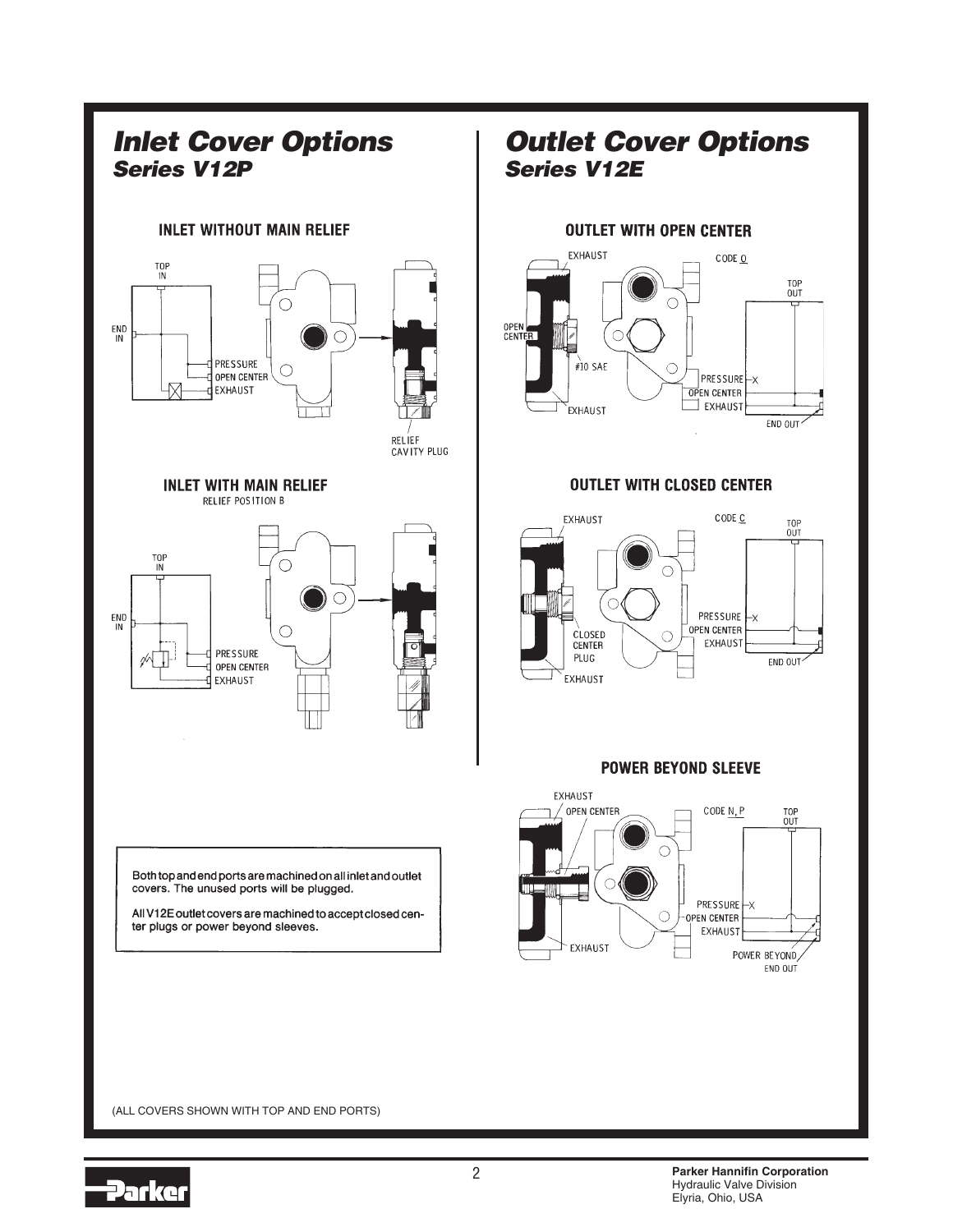## *Inlet Cover Options*
### *Series V12P*

**INLET WITHOUT MAIN RELIEF**

TOP IN

END IN

PRESSURE
OPEN CENTER
EXHAUST

RELIEF CAVITY PLUG

**INLET WITH MAIN RELIEF**
RELIEF POSITION B

TOP IN

END IN

PRESSURE
OPEN CENTER
EXHAUST

Both top and end ports are machined on all inlet and outlet covers. The unused ports will be plugged.

All V12E outlet covers are machined to accept closed center plugs or power beyond sleeves.

## *Outlet Cover Options*
### *Series V12E*

**OUTLET WITH OPEN CENTER**

EXHAUST
CODE O
TOP OUT
OPEN CENTER
#10 SAE
PRESSURE
OPEN CENTER
EXHAUST
EXHAUST
END OUT

**OUTLET WITH CLOSED CENTER**

EXHAUST
CODE C
TOP OUT
PRESSURE
OPEN CENTER
EXHAUST
CLOSED CENTER PLUG
END OUT
EXHAUST

**POWER BEYOND SLEEVE**

EXHAUST
OPEN CENTER
CODE N, P
TOP OUT
PRESSURE
OPEN CENTER
EXHAUST
EXHAUST
POWER BEYOND
END OUT

(ALL COVERS SHOWN WITH TOP AND END PORTS)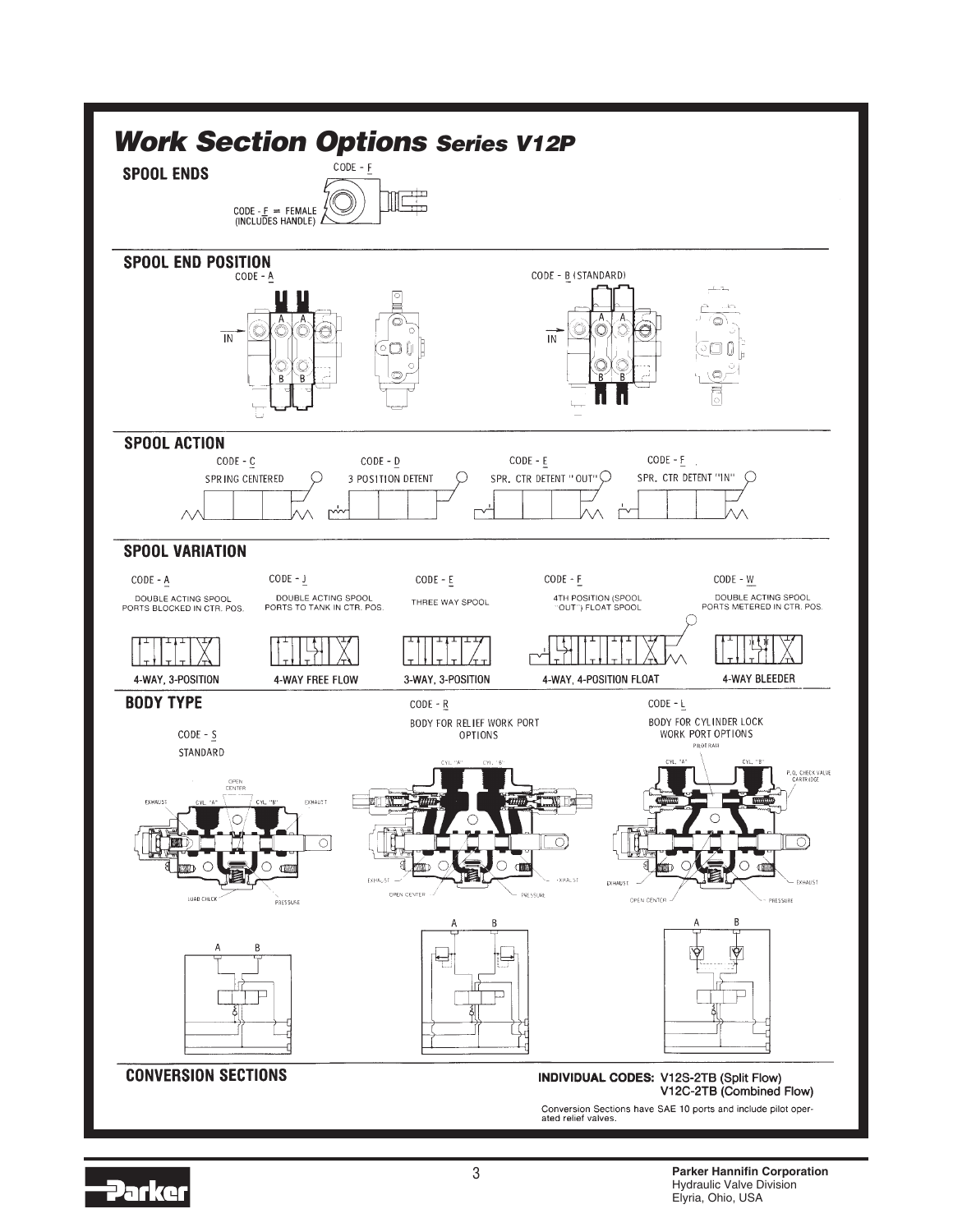# Work Section Options *Series V12P*

## SPOOL ENDS

CODE - F

CODE - F = FEMALE (INCLUDES HANDLE)

## SPOOL END POSITION

CODE - A

IN

CODE - B (STANDARD)

IN

## SPOOL ACTION

CODE - C SPRING CENTERED

CODE - D 3 POSITION DETENT

CODE - E SPR. CTR DETENT "OUT"

CODE - F SPR. CTR DETENT "IN"

## SPOOL VARIATION

CODE - A DOUBLE ACTING SPOOL PORTS BLOCKED IN CTR. POS.

4-WAY, 3-POSITION

CODE - J DOUBLE ACTING SPOOL PORTS TO TANK IN CTR. POS.

4-WAY FREE FLOW

CODE - E THREE WAY SPOOL

3-WAY, 3-POSITION

CODE - F 4TH POSITION (SPOOL "OUT") FLOAT SPOOL

4-WAY, 4-POSITION FLOAT

CODE - W DOUBLE ACTING SPOOL PORTS METERED IN CTR. POS.

4-WAY BLEEDER

## BODY TYPE

CODE - S STANDARD

CODE - R BODY FOR RELIEF WORK PORT OPTIONS

CODE - L BODY FOR CYLINDER LOCK WORK PORT OPTIONS

## CONVERSION SECTIONS

**INDIVIDUAL CODES:** V12S-2TB (Split Flow)
V12C-2TB (Combined Flow)

Conversion Sections have SAE 10 ports and include pilot operated relief valves.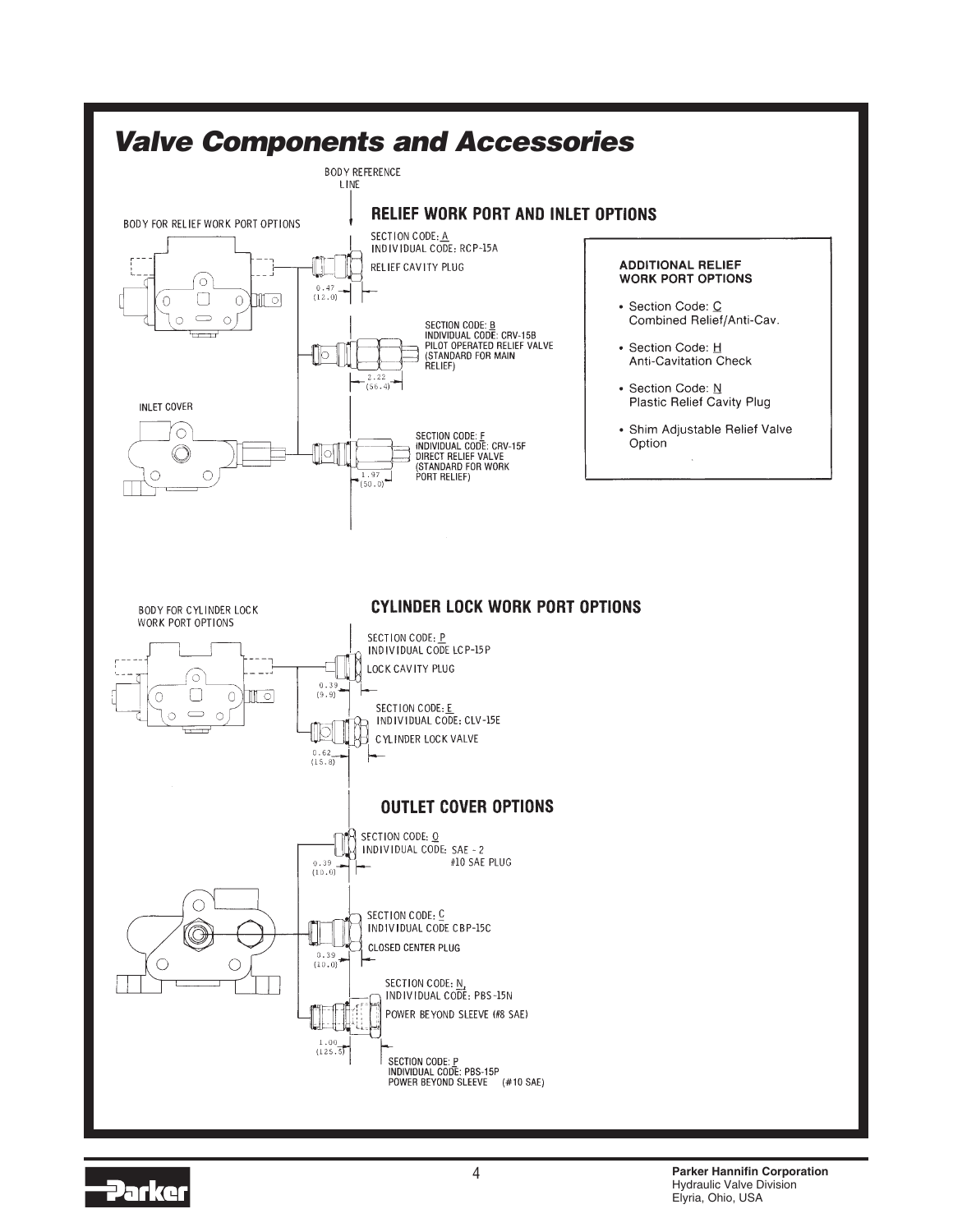# Valve Components and Accessories

BODY REFERENCE LINE

## RELIEF WORK PORT AND INLET OPTIONS

BODY FOR RELIEF WORK PORT OPTIONS

SECTION CODE: A
INDIVIDUAL CODE: RCP-15A
RELIEF CAVITY PLUG

0.47 (12.0)

SECTION CODE: B
INDIVIDUAL CODE: CRV-15B
PILOT OPERATED RELIEF VALVE
(STANDARD FOR MAIN RELIEF)

2.22 (56.4)

INLET COVER

SECTION CODE: F
INDIVIDUAL CODE: CRV-15F
DIRECT RELIEF VALVE
(STANDARD FOR WORK PORT RELIEF)

1.97 (50.0)

**ADDITIONAL RELIEF WORK PORT OPTIONS**

- Section Code: C
  Combined Relief/Anti-Cav.
- Section Code: H
  Anti-Cavitation Check
- Section Code: N
  Plastic Relief Cavity Plug
- Shim Adjustable Relief Valve Option

## CYLINDER LOCK WORK PORT OPTIONS

BODY FOR CYLINDER LOCK WORK PORT OPTIONS

SECTION CODE: P
INDIVIDUAL CODE LCP-15P
LOCK CAVITY PLUG

0.39 (9.9)

SECTION CODE: E
INDIVIDUAL CODE: CLV-15E
CYLINDER LOCK VALVE

0.62 (15.8)

## OUTLET COVER OPTIONS

SECTION CODE: O
INDIVIDUAL CODE: SAE - 2
#10 SAE PLUG

0.39 (10.0)

SECTION CODE: C
INDIVIDUAL CODE CBP-15C
CLOSED CENTER PLUG

0.39 (10.0)

SECTION CODE: N,
INDIVIDUAL CODE: PBS-15N
POWER BEYOND SLEEVE (#8 SAE)

1.00 (125.5)

SECTION CODE: P
INDIVIDUAL CODE: PBS-15P
POWER BEYOND SLEEVE (#10 SAE)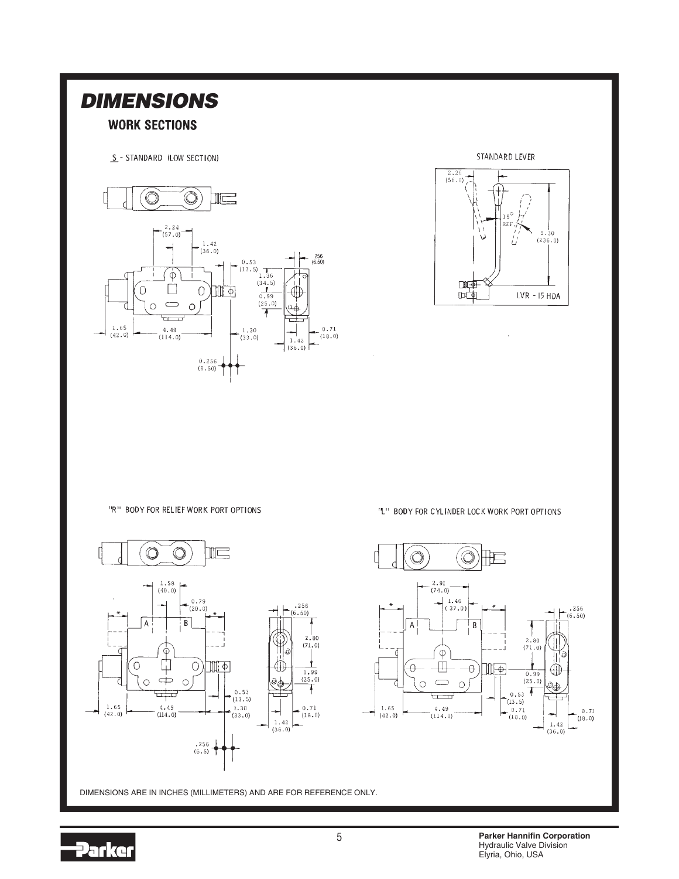# DIMENSIONS

## WORK SECTIONS

S - STANDARD (LOW SECTION)

2.24 (57.0)
1.42 (36.0)
0.53 (13.5)
1.36 (34.5)
0.99 (25.0)
.256 (6.50)
1.65 (42.0)
4.49 (114.0)
1.30 (33.0)
0.71 (18.0)
1.42 (36.0)
0.256 (6.50)

STANDARD LEVER

2.20 (56.0)
15° REF.
9.30 (236.0)
LVR - 15 HDA

"R" BODY FOR RELIEF WORK PORT OPTIONS

1.58 (40.0)
0.79 (20.0)
*
*
A
B
.256 (6.50)
2.80 (71.0)
0.99 (25.0)
0.53 (13.5)
1.65 (42.0)
4.49 (114.0)
1.30 (33.0)
0.71 (18.0)
1.42 (36.0)
.256 (6.5)

"L" BODY FOR CYLINDER LOCK WORK PORT OPTIONS

2.91 (74.0)
1.46 (37.0)
*
*
A
B
.256 (6.50)
2.80 (71.0)
0.99 (25.0)
0.53 (13.5)
1.65 (42.0)
4.49 (114.0)
0.71 (18.0)
0.71 (18.0)
1.42 (36.0)

DIMENSIONS ARE IN INCHES (MILLIMETERS) AND ARE FOR REFERENCE ONLY.

**Parker Hannifin Corporation**
Hydraulic Valve Division
Elyria, Ohio, USA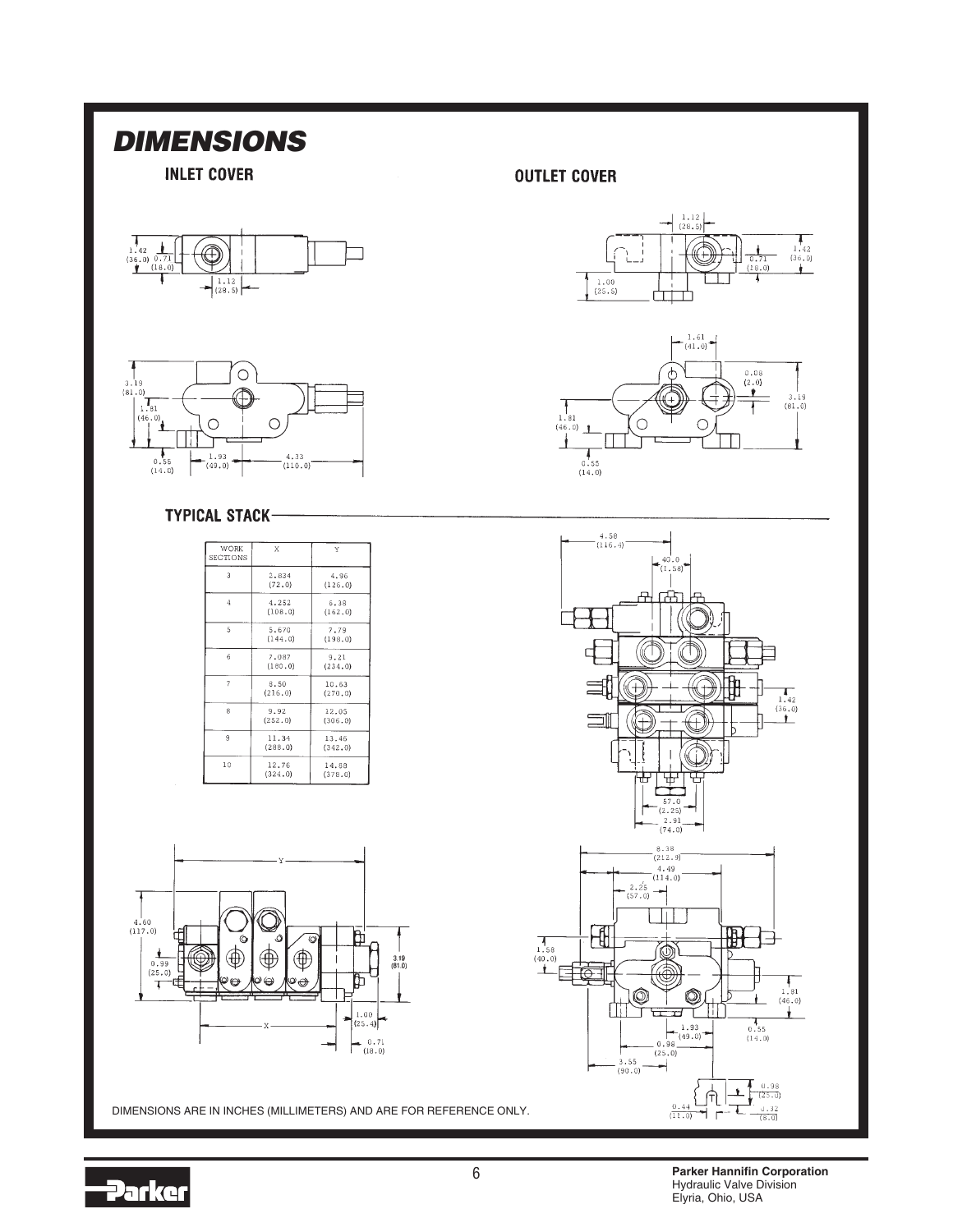# DIMENSIONS

## INLET COVER

## OUTLET COVER

## TYPICAL STACK

| WORK SECTIONS | X | Y |
|---|---|---|
| 3 | 2.834 (72.0) | 4.96 (126.0) |
| 4 | 4.252 (108.0) | 6.38 (162.0) |
| 5 | 5.670 (144.0) | 7.79 (198.0) |
| 6 | 7.087 (180.0) | 9.21 (234.0) |
| 7 | 8.50 (216.0) | 10.63 (270.0) |
| 8 | 9.92 (252.0) | 12.05 (306.0) |
| 9 | 11.34 (288.0) | 13.46 (342.0) |
| 10 | 12.76 (324.0) | 14.88 (378.0) |

DIMENSIONS ARE IN INCHES (MILLIMETERS) AND ARE FOR REFERENCE ONLY.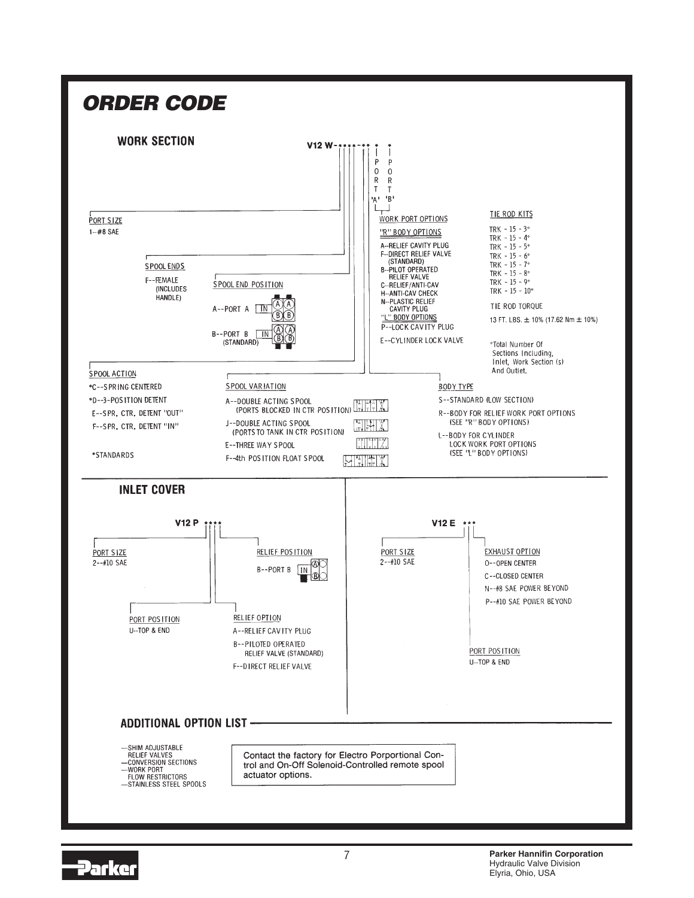# ORDER CODE

## WORK SECTION

V12 W-****-** * *

PORT 'A' PORT 'B'

**PORT SIZE**

1--#8 SAE

**SPOOL ENDS**

F--FEMALE (INCLUDES HANDLE)

**SPOOL END POSITION**

A--PORT A

B--PORT B (STANDARD)

**SPOOL ACTION**

*C--SPRING CENTERED

*D--3-POSITION DETENT

E--SPR. CTR. DETENT "OUT"

F--SPR. CTR. DETENT "IN"

*STANDARDS

**SPOOL VARIATION**

A--DOUBLE ACTING SPOOL (PORTS BLOCKED IN CTR POSITION)

J--DOUBLE ACTING SPOOL (PORTS TO TANK IN CTR POSITION)

E--THREE WAY SPOOL

F--4th POSITION FLOAT SPOOL

**WORK PORT OPTIONS**

"R" BODY OPTIONS

A--RELIEF CAVITY PLUG

F--DIRECT RELIEF VALVE (STANDARD)

B--PILOT OPERATED RELIEF VALVE

C--RELIEF/ANTI-CAV

H--ANTI-CAV CHECK

N--PLASTIC RELIEF CAVITY PLUG

"L" BODY OPTIONS

P--LOCK CAVITY PLUG

E--CYLINDER LOCK VALVE

**BODY TYPE**

S--STANDARD (LOW SECTION)

R--BODY FOR RELIEF WORK PORT OPTIONS (SEE "R" BODY OPTIONS)

L--BODY FOR CYLINDER LOCK WORK PORT OPTIONS (SEE "L" BODY OPTIONS)

**TIE ROD KITS**

TRK - 15 - 3*

TRK - 15 - 4*

TRK - 15 - 5*

TRK - 15 - 6*

TRK - 15 - 7*

TRK - 15 - 8*

TRK - 15 - 9*

TRK - 15 - 10*

TIE ROD TORQUE

13 FT. LBS. ± 10% (17.62 Nm ± 10%)

*Total Number Of Sections Including, Inlet, Work Section (s) And Outlet.

## INLET COVER

V12 P ****

**PORT SIZE**

2--#10 SAE

**RELIEF POSITION**

B--PORT B

**PORT POSITION**

U--TOP & END

**RELIEF OPTION**

A--RELIEF CAVITY PLUG

B--PILOTED OPERATED RELIEF VALVE (STANDARD)

F--DIRECT RELIEF VALVE

V12 E ***

**PORT SIZE**

2--#10 SAE

**EXHAUST OPTION**

O--OPEN CENTER

C--CLOSED CENTER

N--#8 SAE POWER BEYOND

P--#10 SAE POWER BEYOND

**PORT POSITION**

U--TOP & END

## ADDITIONAL OPTION LIST

- SHIM ADJUSTABLE RELIEF VALVES
- CONVERSION SECTIONS
- WORK PORT FLOW RESTRICTORS
- STAINLESS STEEL SPOOLS

Contact the factory for Electro Porportional Control and On-Off Solenoid-Controlled remote spool actuator options.

**Parker Hannifin Corporation**
Hydraulic Valve Division
Elyria, Ohio, USA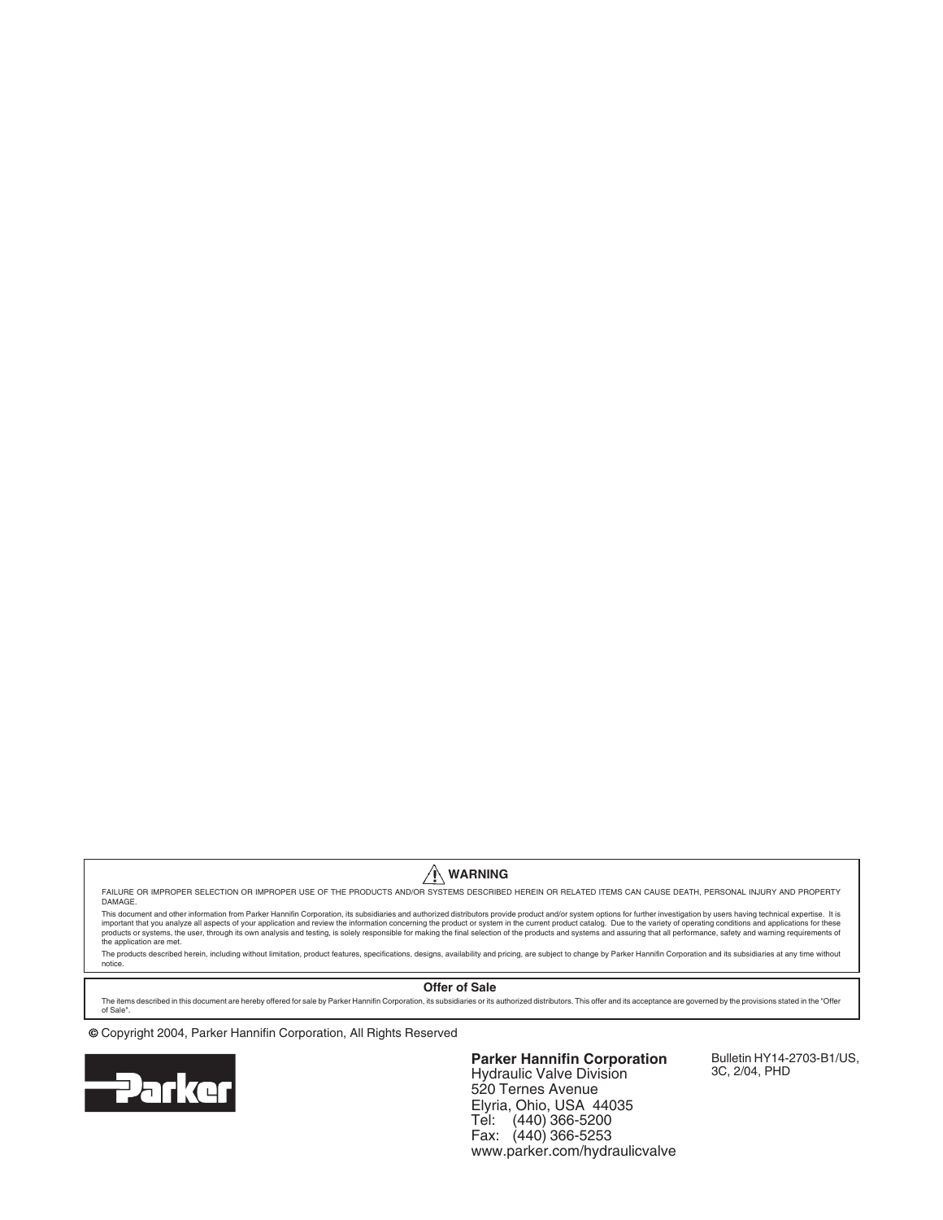## ⚠ WARNING

FAILURE OR IMPROPER SELECTION OR IMPROPER USE OF THE PRODUCTS AND/OR SYSTEMS DESCRIBED HEREIN OR RELATED ITEMS CAN CAUSE DEATH, PERSONAL INJURY AND PROPERTY DAMAGE.

This document and other information from Parker Hannifin Corporation, its subsidiaries and authorized distributors provide product and/or system options for further investigation by users having technical expertise. It is important that you analyze all aspects of your application and review the information concerning the product or system in the current product catalog. Due to the variety of operating conditions and applications for these products or systems, the user, through its own analysis and testing, is solely responsible for making the final selection of the products and systems and assuring that all performance, safety and warning requirements of the application are met.

The products described herein, including without limitation, product features, specifications, designs, availability and pricing, are subject to change by Parker Hannifin Corporation and its subsidiaries at any time without notice.

## Offer of Sale

The items described in this document are hereby offered for sale by Parker Hannifin Corporation, its subsidiaries or its authorized distributors. This offer and its acceptance are governed by the provisions stated in the "Offer of Sale".

© Copyright 2004, Parker Hannifin Corporation, All Rights Reserved

Parker

**Parker Hannifin Corporation**
Hydraulic Valve Division
520 Ternes Avenue
Elyria, Ohio, USA 44035
Tel: (440) 366-5200
Fax: (440) 366-5253
www.parker.com/hydraulicvalve

Bulletin HY14-2703-B1/US, 3C, 2/04, PHD